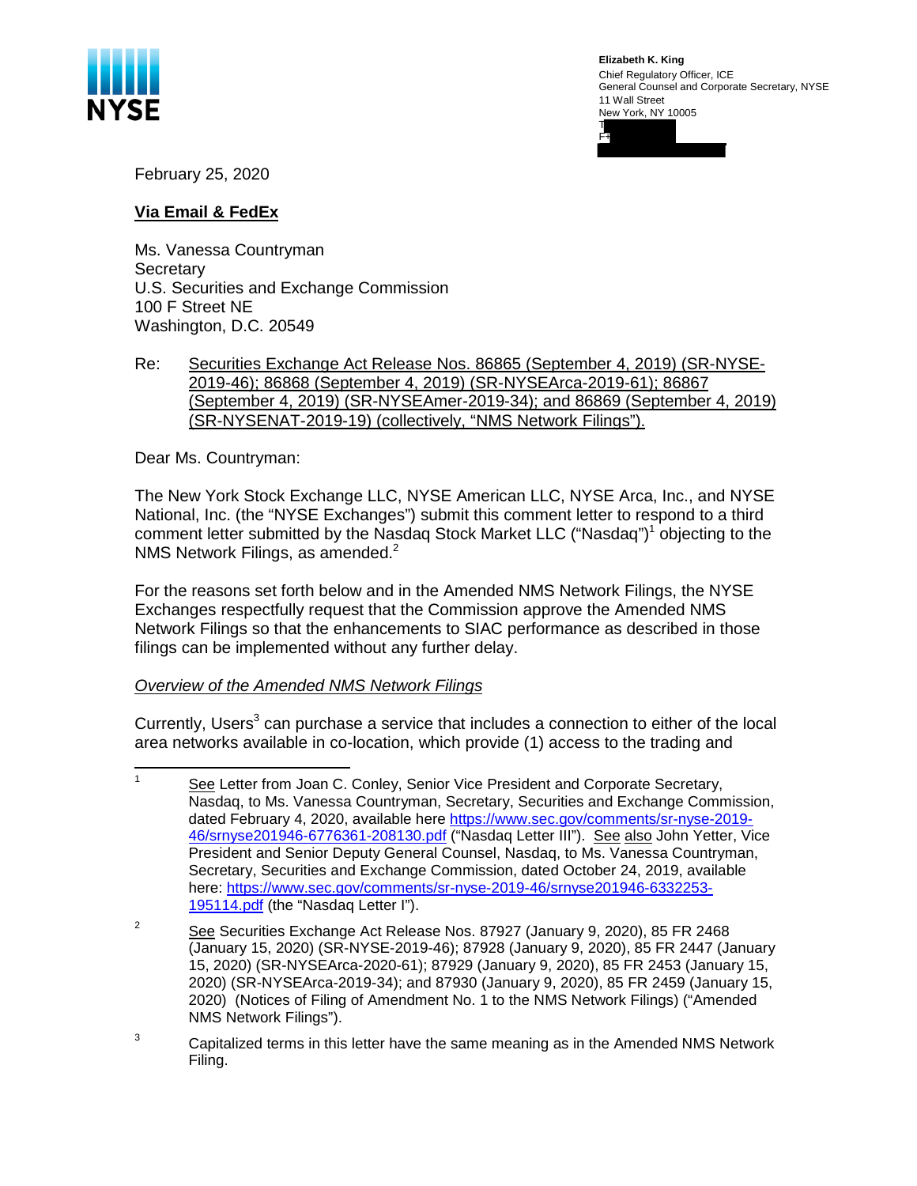NYSE

**Elizabeth K. King**
Chief Regulatory Officer, ICE
General Counsel and Corporate Secretary, NYSE
11 Wall Street
New York, NY 10005
T
F

February 25, 2020

**Via Email & FedEx**

Ms. Vanessa Countryman
Secretary
U.S. Securities and Exchange Commission
100 F Street NE
Washington, D.C. 20549

Re: Securities Exchange Act Release Nos. 86865 (September 4, 2019) (SR-NYSE-2019-46); 86868 (September 4, 2019) (SR-NYSEArca-2019-61); 86867 (September 4, 2019) (SR-NYSEAmer-2019-34); and 86869 (September 4, 2019) (SR-NYSENAT-2019-19) (collectively, "NMS Network Filings").

Dear Ms. Countryman:

The New York Stock Exchange LLC, NYSE American LLC, NYSE Arca, Inc., and NYSE National, Inc. (the "NYSE Exchanges") submit this comment letter to respond to a third comment letter submitted by the Nasdaq Stock Market LLC ("Nasdaq")[1] objecting to the NMS Network Filings, as amended.[2]

For the reasons set forth below and in the Amended NMS Network Filings, the NYSE Exchanges respectfully request that the Commission approve the Amended NMS Network Filings so that the enhancements to SIAC performance as described in those filings can be implemented without any further delay.

*Overview of the Amended NMS Network Filings*

Currently, Users[3] can purchase a service that includes a connection to either of the local area networks available in co-location, which provide (1) access to the trading and

---

[1] See Letter from Joan C. Conley, Senior Vice President and Corporate Secretary, Nasdaq, to Ms. Vanessa Countryman, Secretary, Securities and Exchange Commission, dated February 4, 2020, available here https://www.sec.gov/comments/sr-nyse-2019-46/srnyse201946-6776361-208130.pdf ("Nasdaq Letter III"). See also John Yetter, Vice President and Senior Deputy General Counsel, Nasdaq, to Ms. Vanessa Countryman, Secretary, Securities and Exchange Commission, dated October 24, 2019, available here: https://www.sec.gov/comments/sr-nyse-2019-46/srnyse201946-6332253-195114.pdf (the "Nasdaq Letter I").

[2] See Securities Exchange Act Release Nos. 87927 (January 9, 2020), 85 FR 2468 (January 15, 2020) (SR-NYSE-2019-46); 87928 (January 9, 2020), 85 FR 2447 (January 15, 2020) (SR-NYSEArca-2020-61); 87929 (January 9, 2020), 85 FR 2453 (January 15, 2020) (SR-NYSEArca-2019-34); and 87930 (January 9, 2020), 85 FR 2459 (January 15, 2020) (Notices of Filing of Amendment No. 1 to the NMS Network Filings) ("Amended NMS Network Filings").

[3] Capitalized terms in this letter have the same meaning as in the Amended NMS Network Filing.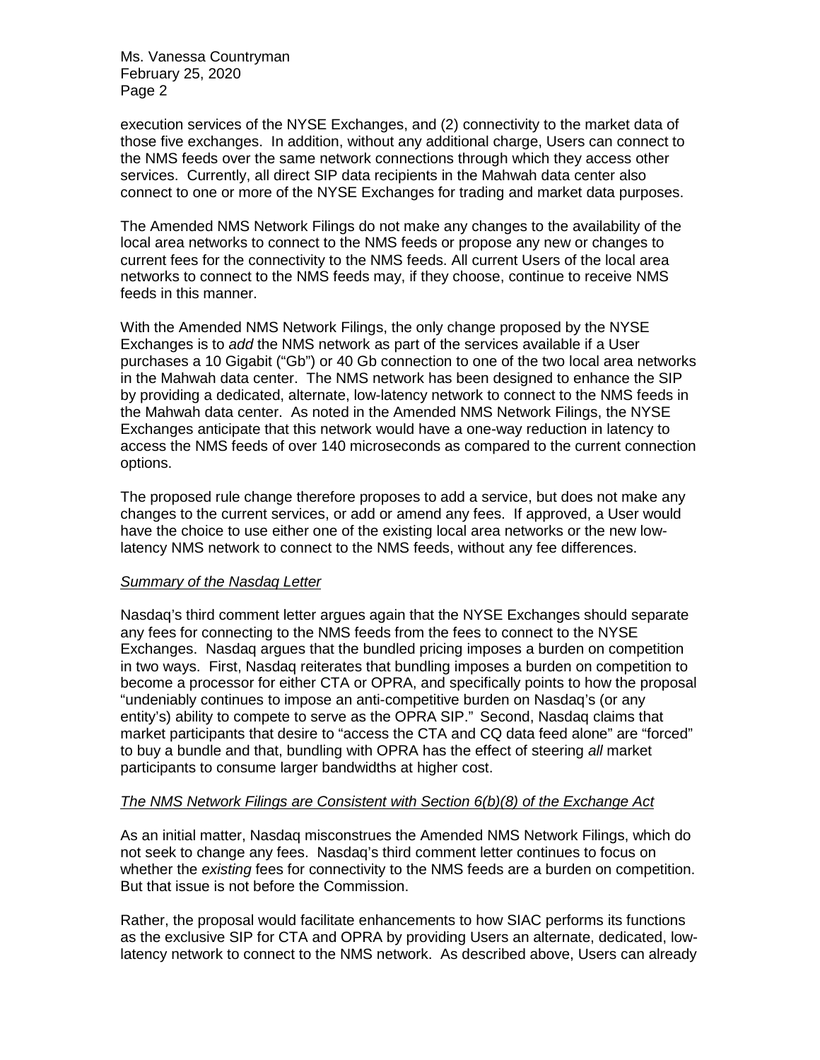execution services of the NYSE Exchanges, and (2) connectivity to the market data of those five exchanges. In addition, without any additional charge, Users can connect to the NMS feeds over the same network connections through which they access other services. Currently, all direct SIP data recipients in the Mahwah data center also connect to one or more of the NYSE Exchanges for trading and market data purposes.

The Amended NMS Network Filings do not make any changes to the availability of the local area networks to connect to the NMS feeds or propose any new or changes to current fees for the connectivity to the NMS feeds. All current Users of the local area networks to connect to the NMS feeds may, if they choose, continue to receive NMS feeds in this manner.

With the Amended NMS Network Filings, the only change proposed by the NYSE Exchanges is to *add* the NMS network as part of the services available if a User purchases a 10 Gigabit ("Gb") or 40 Gb connection to one of the two local area networks in the Mahwah data center. The NMS network has been designed to enhance the SIP by providing a dedicated, alternate, low-latency network to connect to the NMS feeds in the Mahwah data center. As noted in the Amended NMS Network Filings, the NYSE Exchanges anticipate that this network would have a one-way reduction in latency to access the NMS feeds of over 140 microseconds as compared to the current connection options.

The proposed rule change therefore proposes to add a service, but does not make any changes to the current services, or add or amend any fees. If approved, a User would have the choice to use either one of the existing local area networks or the new low-latency NMS network to connect to the NMS feeds, without any fee differences.

*Summary of the Nasdaq Letter*

Nasdaq's third comment letter argues again that the NYSE Exchanges should separate any fees for connecting to the NMS feeds from the fees to connect to the NYSE Exchanges. Nasdaq argues that the bundled pricing imposes a burden on competition in two ways. First, Nasdaq reiterates that bundling imposes a burden on competition to become a processor for either CTA or OPRA, and specifically points to how the proposal "undeniably continues to impose an anti-competitive burden on Nasdaq's (or any entity's) ability to compete to serve as the OPRA SIP." Second, Nasdaq claims that market participants that desire to "access the CTA and CQ data feed alone" are "forced" to buy a bundle and that, bundling with OPRA has the effect of steering *all* market participants to consume larger bandwidths at higher cost.

*The NMS Network Filings are Consistent with Section 6(b)(8) of the Exchange Act*

As an initial matter, Nasdaq misconstrues the Amended NMS Network Filings, which do not seek to change any fees. Nasdaq's third comment letter continues to focus on whether the *existing* fees for connectivity to the NMS feeds are a burden on competition. But that issue is not before the Commission.

Rather, the proposal would facilitate enhancements to how SIAC performs its functions as the exclusive SIP for CTA and OPRA by providing Users an alternate, dedicated, low-latency network to connect to the NMS network. As described above, Users can already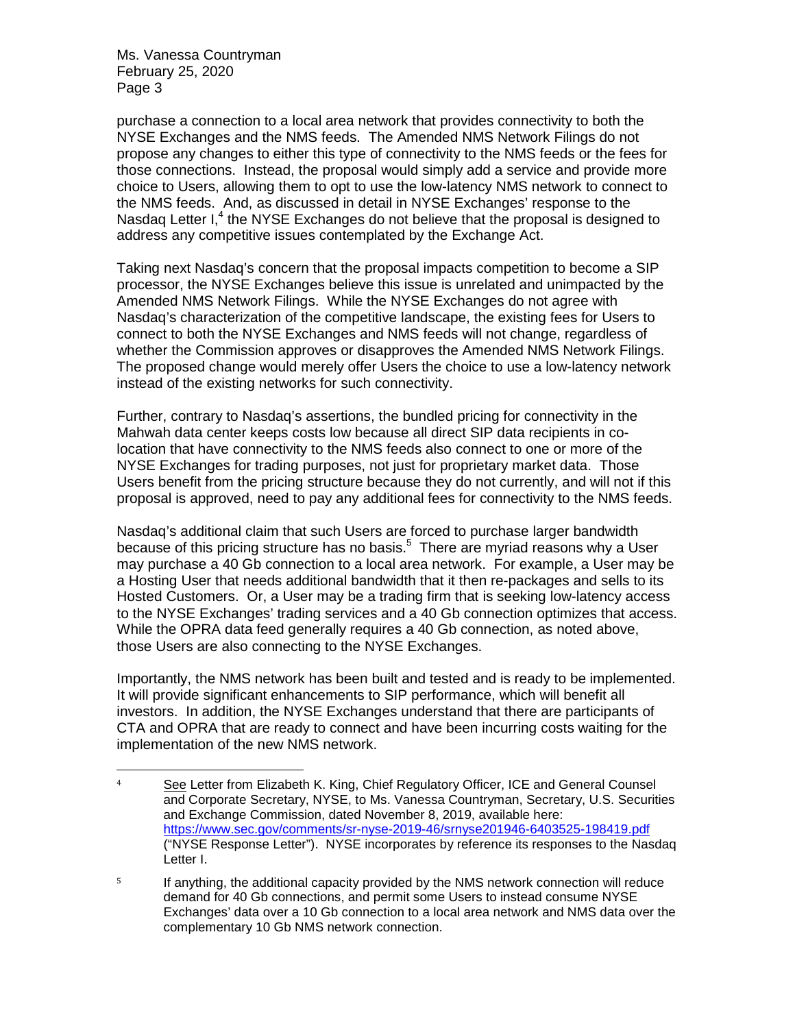purchase a connection to a local area network that provides connectivity to both the NYSE Exchanges and the NMS feeds. The Amended NMS Network Filings do not propose any changes to either this type of connectivity to the NMS feeds or the fees for those connections. Instead, the proposal would simply add a service and provide more choice to Users, allowing them to opt to use the low-latency NMS network to connect to the NMS feeds. And, as discussed in detail in NYSE Exchanges' response to the Nasdaq Letter I,[4] the NYSE Exchanges do not believe that the proposal is designed to address any competitive issues contemplated by the Exchange Act.

Taking next Nasdaq's concern that the proposal impacts competition to become a SIP processor, the NYSE Exchanges believe this issue is unrelated and unimpacted by the Amended NMS Network Filings. While the NYSE Exchanges do not agree with Nasdaq's characterization of the competitive landscape, the existing fees for Users to connect to both the NYSE Exchanges and NMS feeds will not change, regardless of whether the Commission approves or disapproves the Amended NMS Network Filings. The proposed change would merely offer Users the choice to use a low-latency network instead of the existing networks for such connectivity.

Further, contrary to Nasdaq's assertions, the bundled pricing for connectivity in the Mahwah data center keeps costs low because all direct SIP data recipients in co-location that have connectivity to the NMS feeds also connect to one or more of the NYSE Exchanges for trading purposes, not just for proprietary market data. Those Users benefit from the pricing structure because they do not currently, and will not if this proposal is approved, need to pay any additional fees for connectivity to the NMS feeds.

Nasdaq's additional claim that such Users are forced to purchase larger bandwidth because of this pricing structure has no basis.[5] There are myriad reasons why a User may purchase a 40 Gb connection to a local area network. For example, a User may be a Hosting User that needs additional bandwidth that it then re-packages and sells to its Hosted Customers. Or, a User may be a trading firm that is seeking low-latency access to the NYSE Exchanges' trading services and a 40 Gb connection optimizes that access. While the OPRA data feed generally requires a 40 Gb connection, as noted above, those Users are also connecting to the NYSE Exchanges.

Importantly, the NMS network has been built and tested and is ready to be implemented. It will provide significant enhancements to SIP performance, which will benefit all investors. In addition, the NYSE Exchanges understand that there are participants of CTA and OPRA that are ready to connect and have been incurring costs waiting for the implementation of the new NMS network.

---

[4] See Letter from Elizabeth K. King, Chief Regulatory Officer, ICE and General Counsel and Corporate Secretary, NYSE, to Ms. Vanessa Countryman, Secretary, U.S. Securities and Exchange Commission, dated November 8, 2019, available here: https://www.sec.gov/comments/sr-nyse-2019-46/srnyse201946-6403525-198419.pdf ("NYSE Response Letter"). NYSE incorporates by reference its responses to the Nasdaq Letter I.

[5] If anything, the additional capacity provided by the NMS network connection will reduce demand for 40 Gb connections, and permit some Users to instead consume NYSE Exchanges' data over a 10 Gb connection to a local area network and NMS data over the complementary 10 Gb NMS network connection.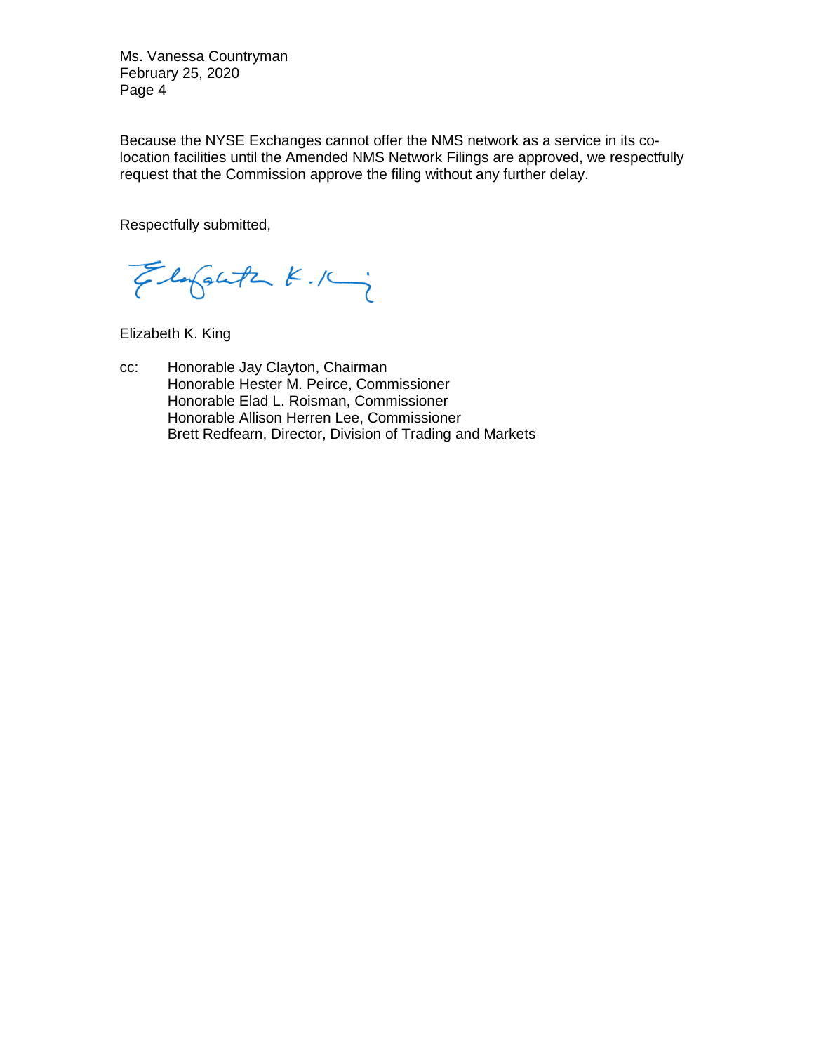Because the NYSE Exchanges cannot offer the NMS network as a service in its co-location facilities until the Amended NMS Network Filings are approved, we respectfully request that the Commission approve the filing without any further delay.

Respectfully submitted,

Elizabeth K. King

cc: Honorable Jay Clayton, Chairman
Honorable Hester M. Peirce, Commissioner
Honorable Elad L. Roisman, Commissioner
Honorable Allison Herren Lee, Commissioner
Brett Redfearn, Director, Division of Trading and Markets